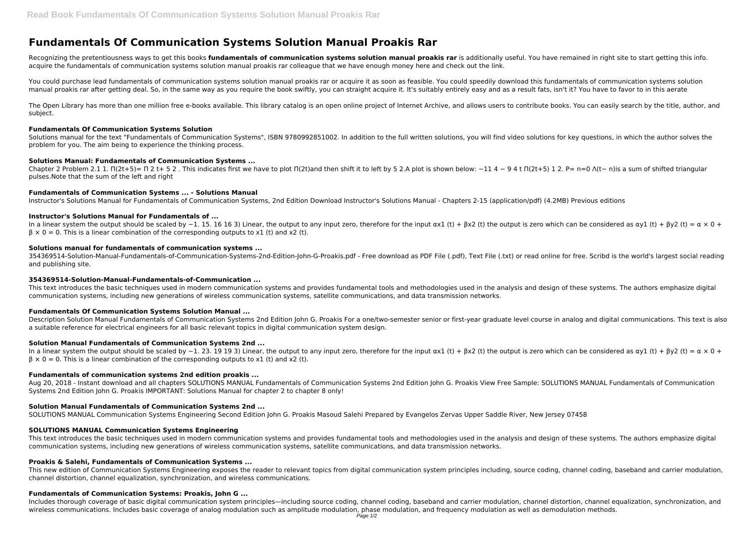# Fundamentals Of Communication Systems Solution Manual Proakis Rar

Recognizing the pretentiousness ways to get this books **fundamentals of communication systems solution manual proakis rar** is additionally useful. You have remained in right site to start getting this info. acquire the fundamentals of communication systems solution manual proakis rar colleague that we have enough money here and check out the link.

You could purchase lead fundamentals of communication systems solution manual proakis rar or acquire it as soon as feasible. You could speedily download this fundamentals of communication systems solution manual proakis rar after getting deal. So, in the same way as you require the book swiftly, you can straight acquire it. It's suitably entirely easy and as a result fats, isn't it? You have to favor to in this aerate

The Open Library has more than one million free e-books available. This library catalog is an open online project of Internet Archive, and allows users to contribute books. You can easily search by the title, author, and subject.

### Fundamentals Of Communication Systems Solution

Solutions manual for the text "Fundamentals of Communication Systems", ISBN 9780992851002. In addition to the full written solutions, you will find video solutions for key questions, in which the author solves the problem for you. The aim being to experience the thinking process.

### Solutions Manual: Fundamentals of Communication Systems ...

Chapter 2 Problem 2.1 1. Π(2t+5)= Π 2 t+ 5 2 . This indicates first we have to plot Π(2t)and then shift it to left by 5 2.A plot is shown below: −11 4 − 9 4 t Π(2t+5) 1 2. P∞ n=0 Λ(t− n)is a sum of shifted triangular pulses.Note that the sum of the left and right

### Fundamentals of Communication Systems ... - Solutions Manual

Instructor's Solutions Manual for Fundamentals of Communication Systems, 2nd Edition Download Instructor's Solutions Manual - Chapters 2-15 (application/pdf) (4.2MB) Previous editions

### Instructor's Solutions Manual for Fundamentals of ...

In a linear system the output should be scaled by −1. 15. 16 16 3) Linear, the output to any input zero, therefore for the input $\alpha x1$ (t) + $\beta x2$ (t) the output is zero which can be considered as $\alpha y1$ (t) + $\beta y2$ (t) = $\alpha \times 0 + \beta \times 0 = 0$. This is a linear combination of the corresponding outputs to x1 (t) and x2 (t).

### Solutions manual for fundamentals of communication systems ...

354369514-Solution-Manual-Fundamentals-of-Communication-Systems-2nd-Edition-John-G-Proakis.pdf - Free download as PDF File (.pdf), Text File (.txt) or read online for free. Scribd is the world's largest social reading and publishing site.

### 354369514-Solution-Manual-Fundamentals-of-Communication ...

This text introduces the basic techniques used in modern communication systems and provides fundamental tools and methodologies used in the analysis and design of these systems. The authors emphasize digital communication systems, including new generations of wireless communication systems, satellite communications, and data transmission networks.

### Fundamentals Of Communication Systems Solution Manual ...

Description Solution Manual Fundamentals of Communication Systems 2nd Edition John G. Proakis For a one/two-semester senior or first-year graduate level course in analog and digital communications. This text is also a suitable reference for electrical engineers for all basic relevant topics in digital communication system design.

### Solution Manual Fundamentals of Communication Systems 2nd ...

In a linear system the output should be scaled by −1. 23. 19 19 3) Linear, the output to any input zero, therefore for the input $\alpha x1$ (t) + $\beta x2$ (t) the output is zero which can be considered as $\alpha y1$ (t) + $\beta y2$ (t) = $\alpha \times 0 + \beta \times 0 = 0$. This is a linear combination of the corresponding outputs to x1 (t) and x2 (t).

### Fundamentals of communication systems 2nd edition proakis ...

Aug 20, 2018 - Instant download and all chapters SOLUTIONS MANUAL Fundamentals of Communication Systems 2nd Edition John G. Proakis View Free Sample: SOLUTIONS MANUAL Fundamentals of Communication Systems 2nd Edition John G. Proakis IMPORTANT: Solutions Manual for chapter 2 to chapter 8 only!

### Solution Manual Fundamentals of Communication Systems 2nd ...

SOLUTIONS MANUAL Communication Systems Engineering Second Edition John G. Proakis Masoud Salehi Prepared by Evangelos Zervas Upper Saddle River, New Jersey 07458

### SOLUTIONS MANUAL Communication Systems Engineering

This text introduces the basic techniques used in modern communication systems and provides fundamental tools and methodologies used in the analysis and design of these systems. The authors emphasize digital communication systems, including new generations of wireless communication systems, satellite communications, and data transmission networks.

### Proakis & Salehi, Fundamentals of Communication Systems ...

This new edition of Communication Systems Engineering exposes the reader to relevant topics from digital communication system principles including, source coding, channel coding, baseband and carrier modulation, channel distortion, channel equalization, synchronization, and wireless communications.

### Fundamentals of Communication Systems: Proakis, John G ...

Includes thorough coverage of basic digital communication system principles—including source coding, channel coding, baseband and carrier modulation, channel distortion, channel equalization, synchronization, and wireless communications. Includes basic coverage of analog modulation such as amplitude modulation, phase modulation, and frequency modulation as well as demodulation methods.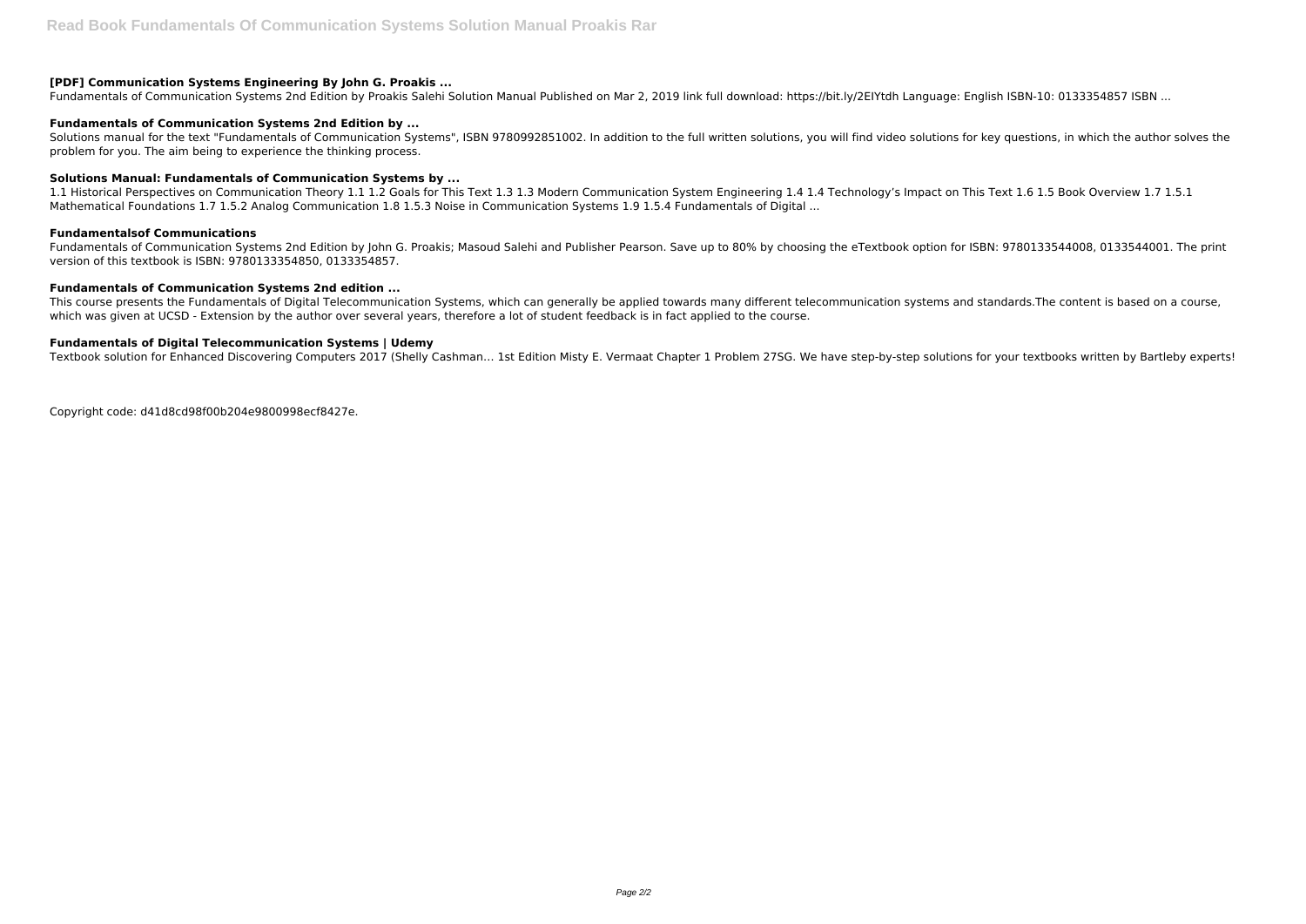### [PDF] Communication Systems Engineering By John G. Proakis ...

Fundamentals of Communication Systems 2nd Edition by Proakis Salehi Solution Manual Published on Mar 2, 2019 link full download: https://bit.ly/2EIYtdh Language: English ISBN-10: 0133354857 ISBN ...

### Fundamentals of Communication Systems 2nd Edition by ...

Solutions manual for the text "Fundamentals of Communication Systems", ISBN 9780992851002. In addition to the full written solutions, you will find video solutions for key questions, in which the author solves the problem for you. The aim being to experience the thinking process.

### Solutions Manual: Fundamentals of Communication Systems by ...

1.1 Historical Perspectives on Communication Theory 1.1 1.2 Goals for This Text 1.3 1.3 Modern Communication System Engineering 1.4 1.4 Technology's Impact on This Text 1.6 1.5 Book Overview 1.7 1.5.1 Mathematical Foundations 1.7 1.5.2 Analog Communication 1.8 1.5.3 Noise in Communication Systems 1.9 1.5.4 Fundamentals of Digital ...

### Fundamentalsof Communications

Fundamentals of Communication Systems 2nd Edition by John G. Proakis; Masoud Salehi and Publisher Pearson. Save up to 80% by choosing the eTextbook option for ISBN: 9780133544008, 0133544001. The print version of this textbook is ISBN: 9780133354850, 0133354857.

### Fundamentals of Communication Systems 2nd edition ...

This course presents the Fundamentals of Digital Telecommunication Systems, which can generally be applied towards many different telecommunication systems and standards.The content is based on a course, which was given at UCSD - Extension by the author over several years, therefore a lot of student feedback is in fact applied to the course.

### Fundamentals of Digital Telecommunication Systems | Udemy

Textbook solution for Enhanced Discovering Computers 2017 (Shelly Cashman… 1st Edition Misty E. Vermaat Chapter 1 Problem 27SG. We have step-by-step solutions for your textbooks written by Bartleby experts!

Copyright code: d41d8cd98f00b204e9800998ecf8427e.